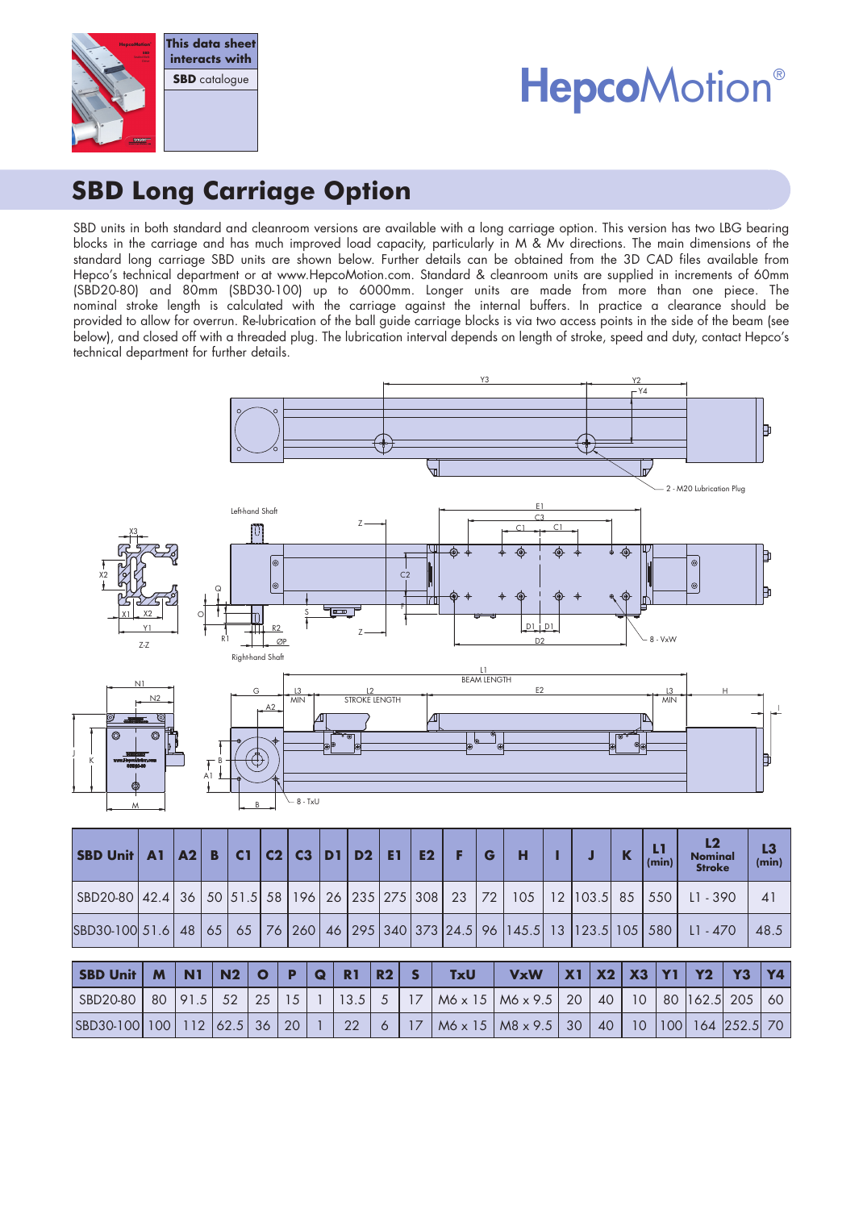This data sheet interacts with **SBD** catalogue

HepcoMotion®

# SBD Long Carriage Option

SBD units in both standard and cleanroom versions are available with a long carriage option. This version has two LBG bearing blocks in the carriage and has much improved load capacity, particularly in M & Mv directions. The main dimensions of the standard long carriage SBD units are shown below. Further details can be obtained from the 3D CAD files available from Hepco's technical department or at www.HepcoMotion.com. Standard & cleanroom units are supplied in increments of 60mm (SBD20-80) and 80mm (SBD30-100) up to 6000mm. Longer units are made from more than one piece. The nominal stroke length is calculated with the carriage against the internal buffers. In practice a clearance should be provided to allow for overrun. Re-lubrication of the ball guide carriage blocks is via two access points in the side of the beam (see below), and closed off with a threaded plug. The lubrication interval depends on length of stroke, speed and duty, contact Hepco's technical department for further details.

| SBD Unit | A1 | A2 | B | C1 | C2 | C3 | D1 | D2 | E1 | E2 | F | G | H | I | J | K | L1 (min) | L2 Nominal Stroke | L3 (min) |
|---|---|---|---|---|---|---|---|---|---|---|---|---|---|---|---|---|---|---|---|
| SBD20-80 | 42.4 | 36 | 50 | 51.5 | 58 | 196 | 26 | 235 | 275 | 308 | 23 | 72 | 105 | 12 | 103.5 | 85 | 550 | L1 - 390 | 41 |
| SBD30-100 | 51.6 | 48 | 65 | 65 | 76 | 260 | 46 | 295 | 340 | 373 | 24.5 | 96 | 145.5 | 13 | 123.5 | 105 | 580 | L1 - 470 | 48.5 |

| SBD Unit | M | N1 | N2 | O | P | Q | R1 | R2 | S | TxU | VxW | X1 | X2 | X3 | Y1 | Y2 | Y3 | Y4 |
|---|---|---|---|---|---|---|---|---|---|---|---|---|---|---|---|---|---|---|
| SBD20-80 | 80 | 91.5 | 52 | 25 | 15 | 1 | 13.5 | 5 | 17 | M6 x 15 | M6 x 9.5 | 20 | 40 | 10 | 80 | 162.5 | 205 | 60 |
| SBD30-100 | 100 | 112 | 62.5 | 36 | 20 | 1 | 22 | 6 | 17 | M6 x 15 | M8 x 9.5 | 30 | 40 | 10 | 100 | 164 | 252.5 | 70 |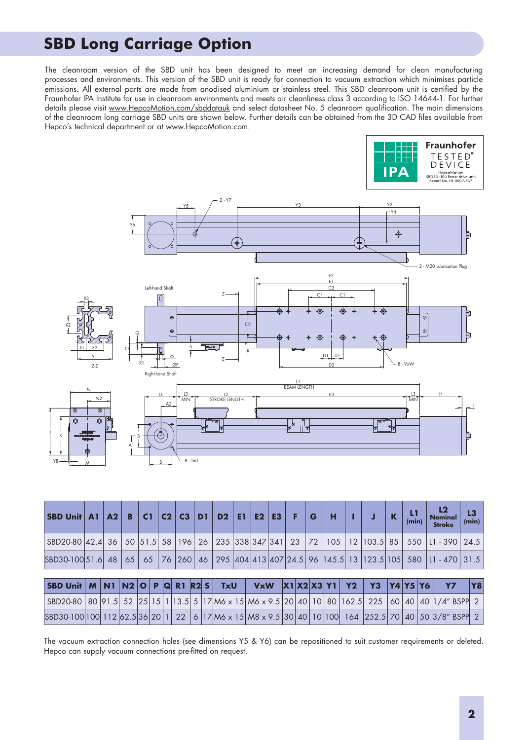# SBD Long Carriage Option

The cleanroom version of the SBD unit has been designed to meet an increasing demand for clean manufacturing processes and environments. This version of the SBD unit is ready for connection to vacuum extraction which minimises particle emissions. All external parts are made from anodised aluminium or stainless steel. This SBD cleanroom unit is certified by the Fraunhofer IPA Institute for use in cleanroom environments and meets air cleanliness class 3 according to ISO 14644-1. For further details please visit www.HepcoMotion.com/sbddatauk and select datasheet No. 5 cleanroom qualification. The main dimensions of the cleanroom long carriage SBD units are shown below. Further details can be obtained from the 3D CAD files available from Hepco's technical department or at www.HepcoMotion.com.

| SBD Unit | A1 | A2 | B | C1 | C2 | C3 | D1 | D2 | E1 | E2 | E3 | F | G | H | I | J | K | L1 (min) | L2 Nominal Stroke | L3 (min) |
|---|---|---|---|---|---|---|---|---|---|---|---|---|---|---|---|---|---|---|---|---|
| SBD20-80 | 42.4 | 36 | 50 | 51.5 | 58 | 196 | 26 | 235 | 338 | 347 | 341 | 23 | 72 | 105 | 12 | 103.5 | 85 | 550 | L1 - 390 | 24.5 |
| SBD30-100 | 51.6 | 48 | 65 | 65 | 76 | 260 | 46 | 295 | 404 | 413 | 407 | 24.5 | 96 | 145.5 | 13 | 123.5 | 105 | 580 | L1 - 470 | 31.5 |

| SBD Unit | M | N1 | N2 | O | P | Q | R1 | R2 | S | TxU | VxW | X1 | X2 | X3 | Y1 | Y2 | Y3 | Y4 | Y5 | Y6 | Y7 | Y8 |
|---|---|---|---|---|---|---|---|---|---|---|---|---|---|---|---|---|---|---|---|---|---|---|
| SBD20-80 | 80 | 91.5 | 52 | 25 | 15 | 1 | 13.5 | 5 | 17 | M6 x 15 | M6 x 9.5 | 20 | 40 | 10 | 80 | 162.5 | 225 | 60 | 40 | 40 | 1/4" BSPP | 2 |
| SBD30-100 | 100 | 112 | 62.5 | 36 | 20 | 1 | 22 | 6 | 17 | M6 x 15 | M8 x 9.5 | 30 | 40 | 10 | 100 | 164 | 252.5 | 70 | 40 | 50 | 3/8" BSPP | 2 |

The vacuum extraction connection holes (see dimensions Y5 & Y6) can be repositioned to suit customer requirements or deleted. Hepco can supply vacuum connections pre-fitted on request.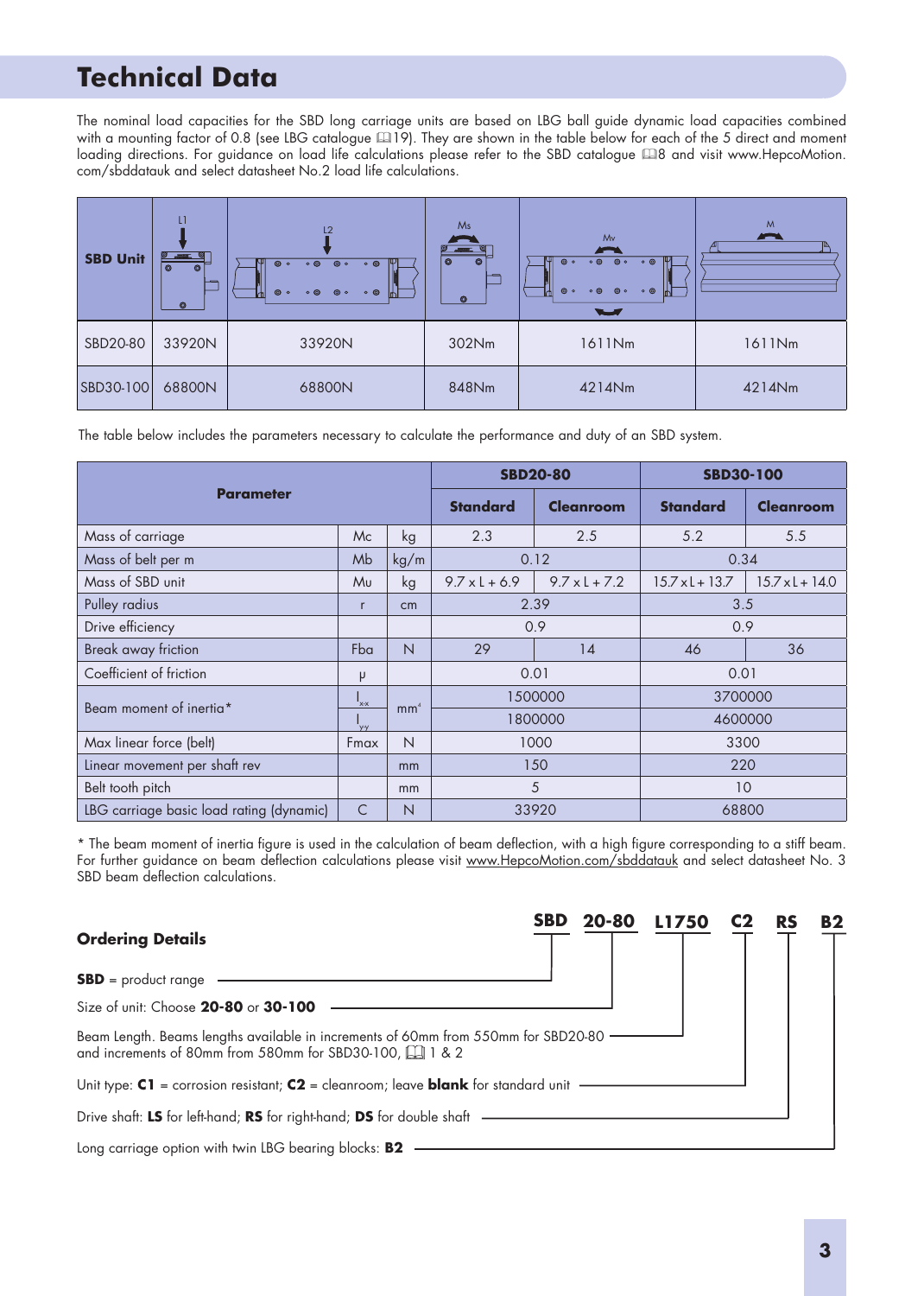# Technical Data

The nominal load capacities for the SBD long carriage units are based on LBG ball guide dynamic load capacities combined with a mounting factor of 0.8 (see LBG catalogue 📖19). They are shown in the table below for each of the 5 direct and moment loading directions. For guidance on load life calculations please refer to the SBD catalogue 📖8 and visit www.HepcoMotion.com/sbddatauk and select datasheet No.2 load life calculations.

| SBD Unit | L1 | L2 | Ms | Mv | M |
|---|---|---|---|---|---|
| SBD20-80 | 33920N | 33920N | 302Nm | 1611Nm | 1611Nm |
| SBD30-100 | 68800N | 68800N | 848Nm | 4214Nm | 4214Nm |

The table below includes the parameters necessary to calculate the performance and duty of an SBD system.

| Parameter | | | SBD20-80 | | SBD30-100 | |
|---|---|---|---|---|---|---|
| | | | Standard | Cleanroom | Standard | Cleanroom |
| Mass of carriage | Mc | kg | 2.3 | 2.5 | 5.2 | 5.5 |
| Mass of belt per m | Mb | kg/m | 0.12 | | 0.34 | |
| Mass of SBD unit | Mu | kg | 9.7 x L + 6.9 | 9.7 x L + 7.2 | 15.7 x L + 13.7 | 15.7 x L + 14.0 |
| Pulley radius | r | cm | 2.39 | | 3.5 | |
| Drive efficiency | | | 0.9 | | 0.9 | |
| Break away friction | Fba | N | 29 | 14 | 46 | 36 |
| Coefficient of friction | μ | | 0.01 | | 0.01 | |
| Beam moment of inertia* | $I_{x\text{-}x}$ | $mm^4$ | 1500000 | | 3700000 | |
| | $I_{y\text{-}y}$ | | 1800000 | | 4600000 | |
| Max linear force (belt) | Fmax | N | 1000 | | 3300 | |
| Linear movement per shaft rev | | mm | 150 | | 220 | |
| Belt tooth pitch | | mm | 5 | | 10 | |
| LBG carriage basic load rating (dynamic) | C | N | 33920 | | 68800 | |

* The beam moment of inertia figure is used in the calculation of beam deflection, with a high figure corresponding to a stiff beam. For further guidance on beam deflection calculations please visit www.HepcoMotion.com/sbddatauk and select datasheet No. 3 SBD beam deflection calculations.

## Ordering Details

**SBD 20-80 L1750 C2 RS B2**

- **SBD** = product range
- Size of unit: Choose **20-80** or **30-100**
- Beam Length. Beams lengths available in increments of 60mm from 550mm for SBD20-80 and increments of 80mm from 580mm for SBD30-100, 📖 1 & 2
- Unit type: **C1** = corrosion resistant; **C2** = cleanroom; leave **blank** for standard unit
- Drive shaft: **LS** for left-hand; **RS** for right-hand; **DS** for double shaft
- Long carriage option with twin LBG bearing blocks: **B2**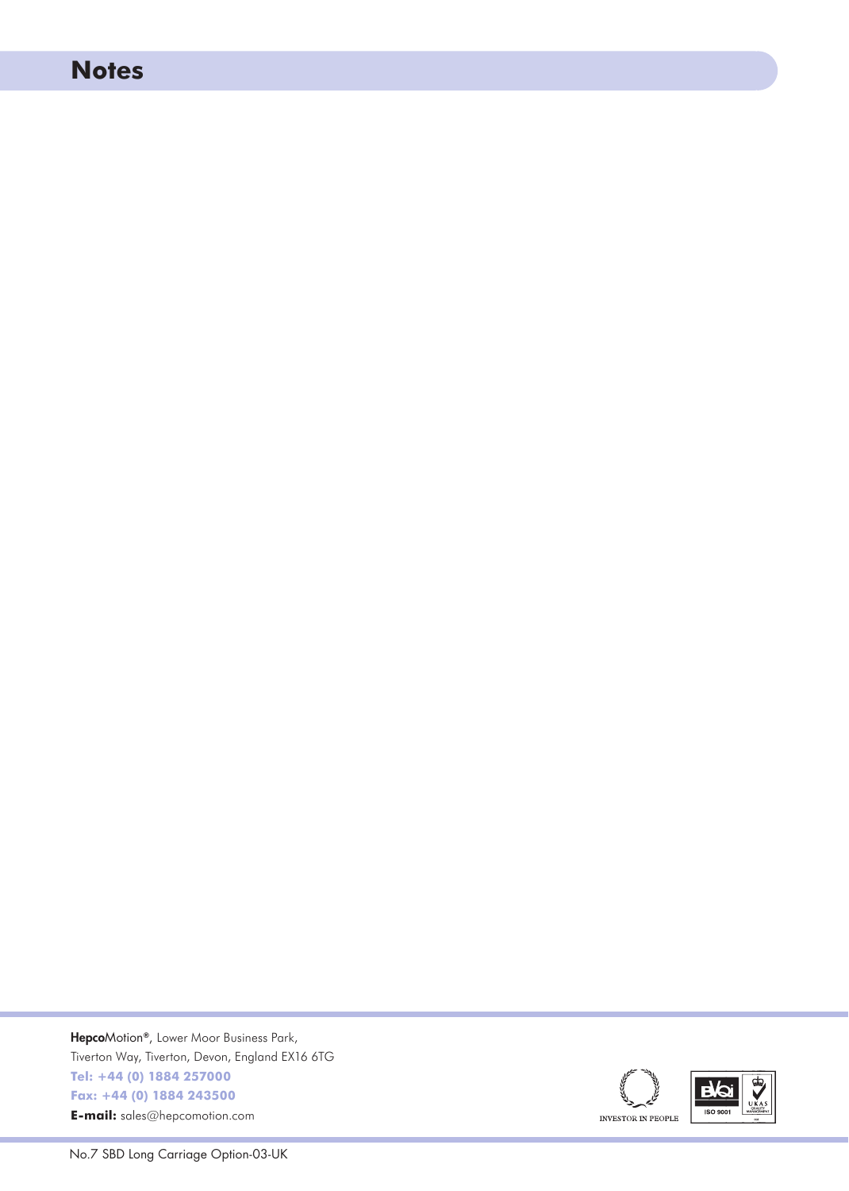# Notes

**Hepco**Motion®, Lower Moor Business Park,
Tiverton Way, Tiverton, Devon, England EX16 6TG

**Tel: +44 (0) 1884 257000**

**Fax: +44 (0) 1884 243500**

**E-mail:** sales@hepcomotion.com

INVESTOR IN PEOPLE

ISO 9001

No.7 SBD Long Carriage Option-03-UK